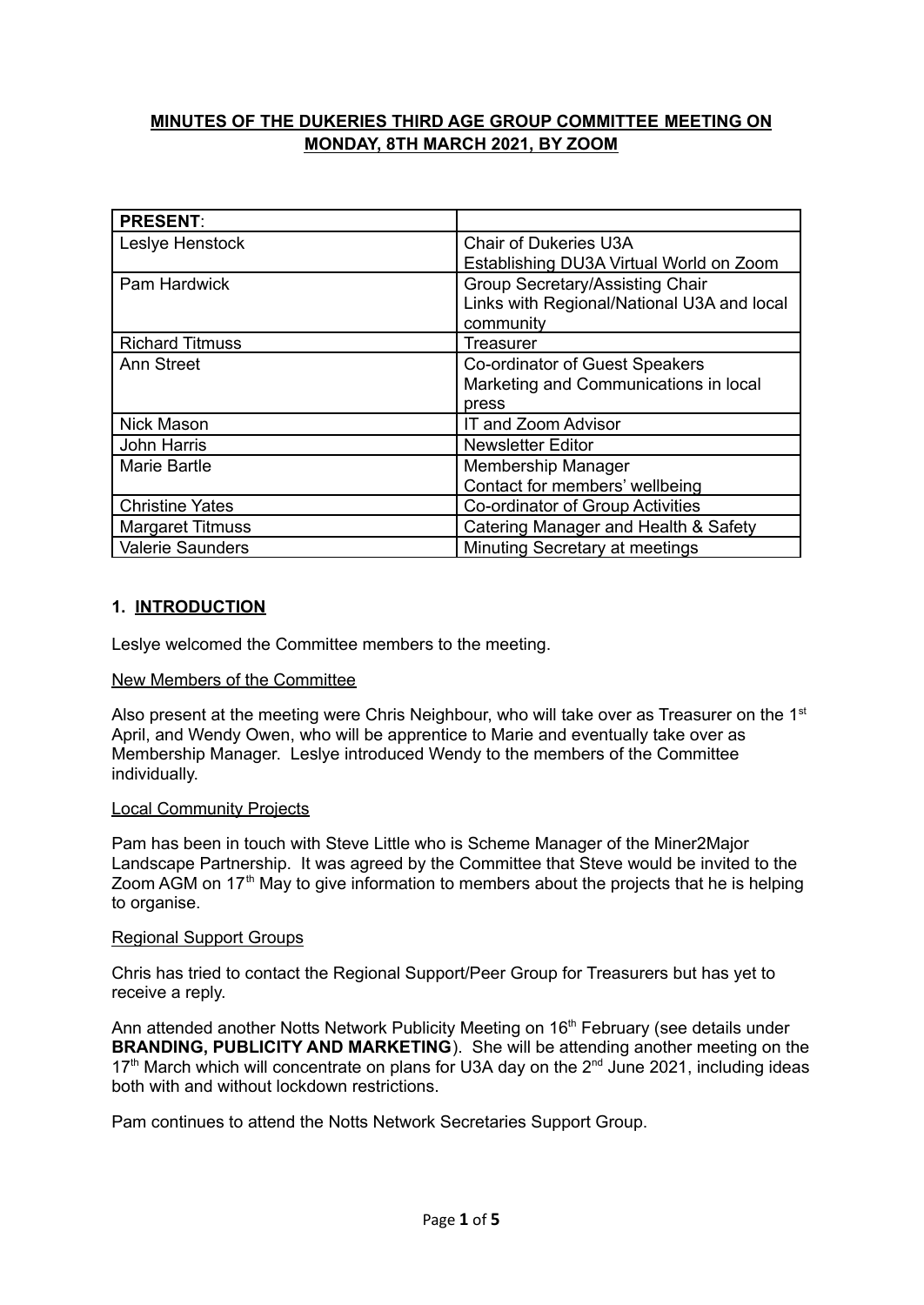**MINUTES OF THE DUKERIES THIRD AGE GROUP COMMITTEE MEETING ON MONDAY, 8TH MARCH 2021, BY ZOOM**

| **PRESENT**: | |
|---|---|
| Leslye Henstock | Chair of Dukeries U3A<br>Establishing DU3A Virtual World on Zoom |
| Pam Hardwick | Group Secretary/Assisting Chair<br>Links with Regional/National U3A and local community |
| Richard Titmuss | Treasurer |
| Ann Street | Co-ordinator of Guest Speakers<br>Marketing and Communications in local press |
| Nick Mason | IT and Zoom Advisor |
| John Harris | Newsletter Editor |
| Marie Bartle | Membership Manager<br>Contact for members' wellbeing |
| Christine Yates | Co-ordinator of Group Activities |
| Margaret Titmuss | Catering Manager and Health & Safety |
| Valerie Saunders | Minuting Secretary at meetings |

## 1. INTRODUCTION

Leslye welcomed the Committee members to the meeting.

New Members of the Committee

Also present at the meeting were Chris Neighbour, who will take over as Treasurer on the 1st April, and Wendy Owen, who will be apprentice to Marie and eventually take over as Membership Manager. Leslye introduced Wendy to the members of the Committee individually.

Local Community Projects

Pam has been in touch with Steve Little who is Scheme Manager of the Miner2Major Landscape Partnership. It was agreed by the Committee that Steve would be invited to the Zoom AGM on 17th May to give information to members about the projects that he is helping to organise.

Regional Support Groups

Chris has tried to contact the Regional Support/Peer Group for Treasurers but has yet to receive a reply.

Ann attended another Notts Network Publicity Meeting on 16th February (see details under **BRANDING, PUBLICITY AND MARKETING**). She will be attending another meeting on the 17th March which will concentrate on plans for U3A day on the 2nd June 2021, including ideas both with and without lockdown restrictions.

Pam continues to attend the Notts Network Secretaries Support Group.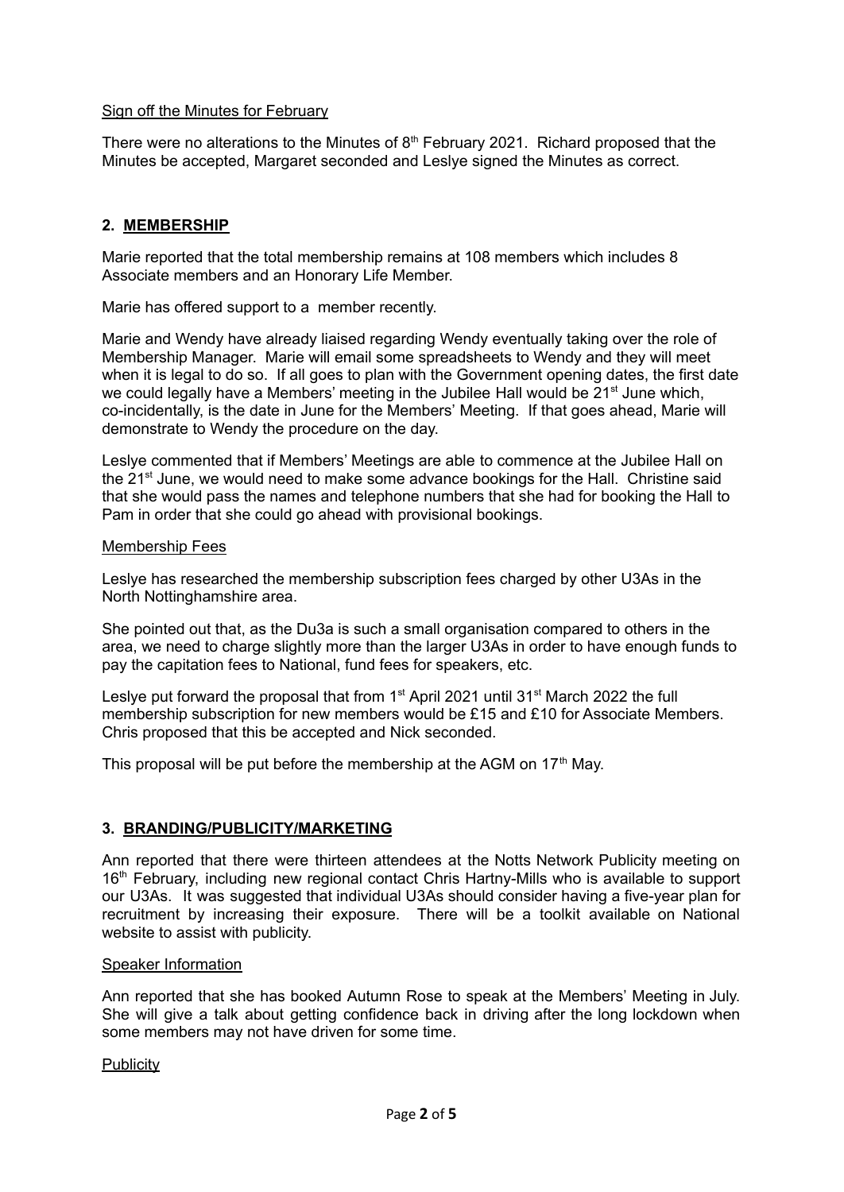Sign off the Minutes for February

There were no alterations to the Minutes of 8th February 2021. Richard proposed that the Minutes be accepted, Margaret seconded and Leslye signed the Minutes as correct.

## 2. MEMBERSHIP

Marie reported that the total membership remains at 108 members which includes 8 Associate members and an Honorary Life Member.

Marie has offered support to a member recently.

Marie and Wendy have already liaised regarding Wendy eventually taking over the role of Membership Manager. Marie will email some spreadsheets to Wendy and they will meet when it is legal to do so. If all goes to plan with the Government opening dates, the first date we could legally have a Members' meeting in the Jubilee Hall would be 21st June which, co-incidentally, is the date in June for the Members' Meeting. If that goes ahead, Marie will demonstrate to Wendy the procedure on the day.

Leslye commented that if Members' Meetings are able to commence at the Jubilee Hall on the 21st June, we would need to make some advance bookings for the Hall. Christine said that she would pass the names and telephone numbers that she had for booking the Hall to Pam in order that she could go ahead with provisional bookings.

Membership Fees

Leslye has researched the membership subscription fees charged by other U3As in the North Nottinghamshire area.

She pointed out that, as the Du3a is such a small organisation compared to others in the area, we need to charge slightly more than the larger U3As in order to have enough funds to pay the capitation fees to National, fund fees for speakers, etc.

Leslye put forward the proposal that from 1st April 2021 until 31st March 2022 the full membership subscription for new members would be £15 and £10 for Associate Members. Chris proposed that this be accepted and Nick seconded.

This proposal will be put before the membership at the AGM on 17th May.

## 3. BRANDING/PUBLICITY/MARKETING

Ann reported that there were thirteen attendees at the Notts Network Publicity meeting on 16th February, including new regional contact Chris Hartny-Mills who is available to support our U3As. It was suggested that individual U3As should consider having a five-year plan for recruitment by increasing their exposure. There will be a toolkit available on National website to assist with publicity.

Speaker Information

Ann reported that she has booked Autumn Rose to speak at the Members' Meeting in July. She will give a talk about getting confidence back in driving after the long lockdown when some members may not have driven for some time.

Publicity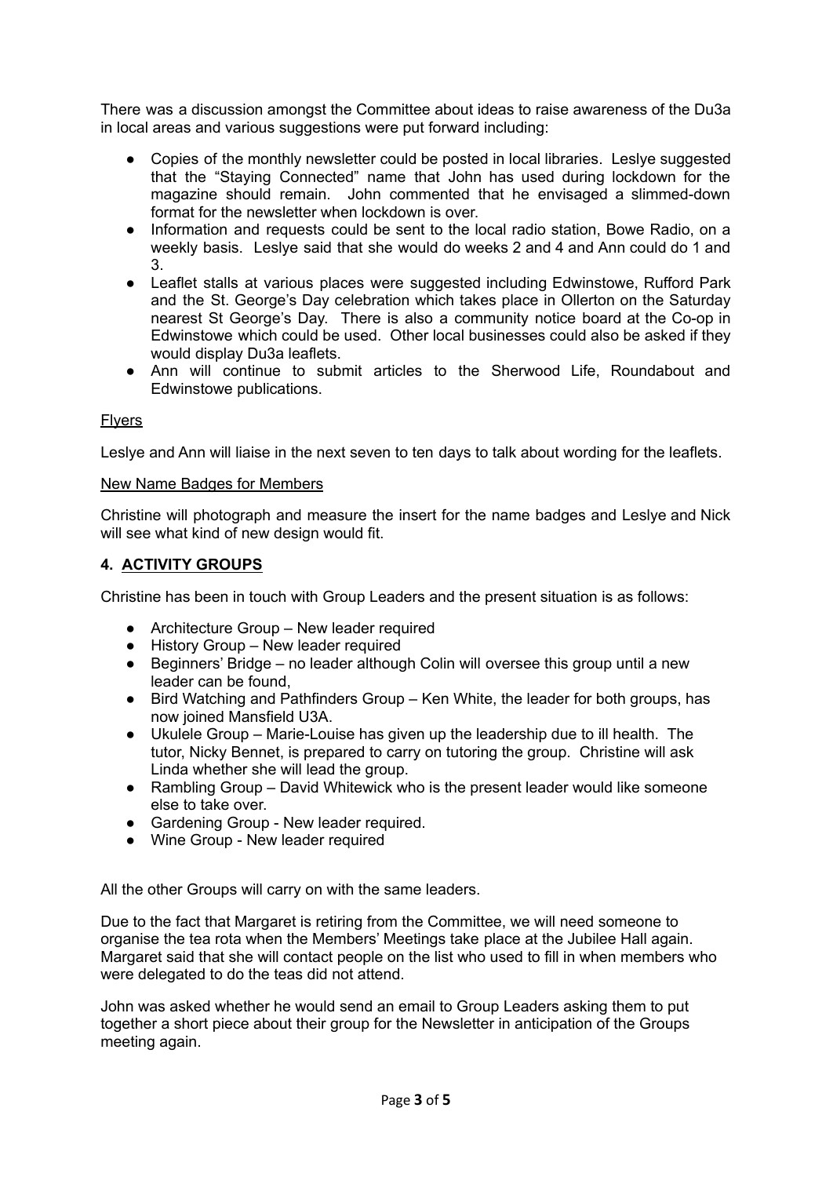There was a discussion amongst the Committee about ideas to raise awareness of the Du3a in local areas and various suggestions were put forward including:

- Copies of the monthly newsletter could be posted in local libraries. Leslye suggested that the "Staying Connected" name that John has used during lockdown for the magazine should remain. John commented that he envisaged a slimmed-down format for the newsletter when lockdown is over.
- Information and requests could be sent to the local radio station, Bowe Radio, on a weekly basis. Leslye said that she would do weeks 2 and 4 and Ann could do 1 and 3.
- Leaflet stalls at various places were suggested including Edwinstowe, Rufford Park and the St. George's Day celebration which takes place in Ollerton on the Saturday nearest St George's Day. There is also a community notice board at the Co-op in Edwinstowe which could be used. Other local businesses could also be asked if they would display Du3a leaflets.
- Ann will continue to submit articles to the Sherwood Life, Roundabout and Edwinstowe publications.

<u>Flyers</u>

Leslye and Ann will liaise in the next seven to ten days to talk about wording for the leaflets.

<u>New Name Badges for Members</u>

Christine will photograph and measure the insert for the name badges and Leslye and Nick will see what kind of new design would fit.

## 4. ACTIVITY GROUPS

Christine has been in touch with Group Leaders and the present situation is as follows:

- Architecture Group – New leader required
- History Group – New leader required
- Beginners' Bridge – no leader although Colin will oversee this group until a new leader can be found,
- Bird Watching and Pathfinders Group – Ken White, the leader for both groups, has now joined Mansfield U3A.
- Ukulele Group – Marie-Louise has given up the leadership due to ill health. The tutor, Nicky Bennet, is prepared to carry on tutoring the group. Christine will ask Linda whether she will lead the group.
- Rambling Group – David Whitewick who is the present leader would like someone else to take over.
- Gardening Group - New leader required.
- Wine Group - New leader required

All the other Groups will carry on with the same leaders.

Due to the fact that Margaret is retiring from the Committee, we will need someone to organise the tea rota when the Members' Meetings take place at the Jubilee Hall again. Margaret said that she will contact people on the list who used to fill in when members who were delegated to do the teas did not attend.

John was asked whether he would send an email to Group Leaders asking them to put together a short piece about their group for the Newsletter in anticipation of the Groups meeting again.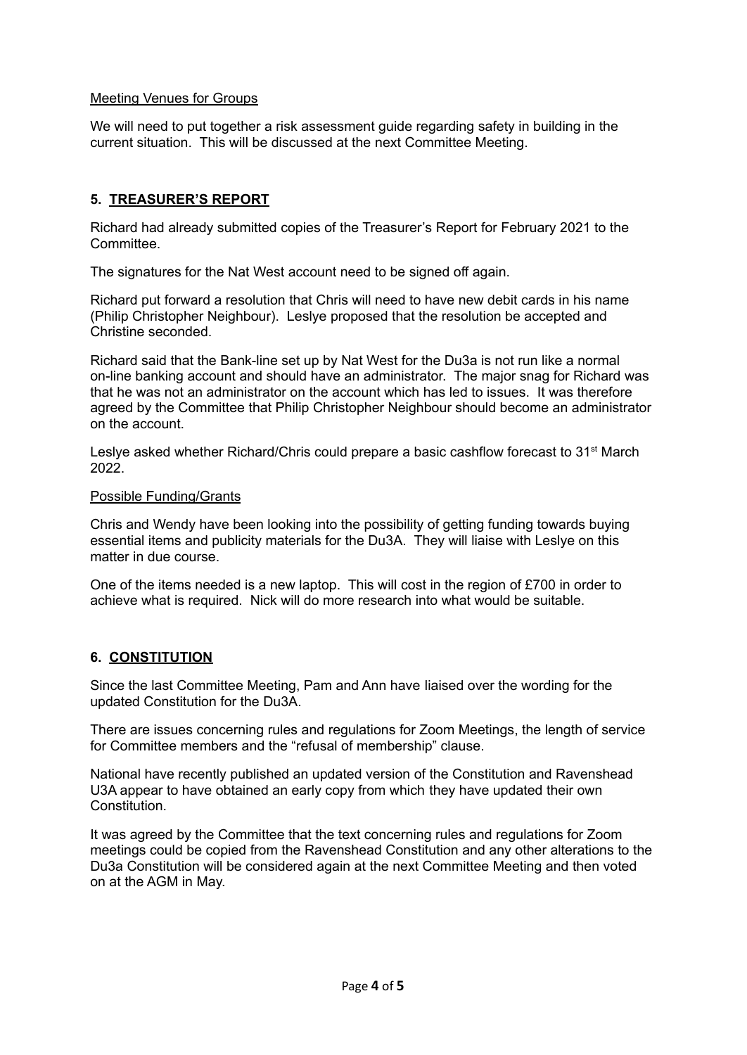<u>Meeting Venues for Groups</u>

We will need to put together a risk assessment guide regarding safety in building in the current situation. This will be discussed at the next Committee Meeting.

## 5. TREASURER'S REPORT

Richard had already submitted copies of the Treasurer's Report for February 2021 to the Committee.

The signatures for the Nat West account need to be signed off again.

Richard put forward a resolution that Chris will need to have new debit cards in his name (Philip Christopher Neighbour). Leslye proposed that the resolution be accepted and Christine seconded.

Richard said that the Bank-line set up by Nat West for the Du3a is not run like a normal on-line banking account and should have an administrator. The major snag for Richard was that he was not an administrator on the account which has led to issues. It was therefore agreed by the Committee that Philip Christopher Neighbour should become an administrator on the account.

Leslye asked whether Richard/Chris could prepare a basic cashflow forecast to 31st March 2022.

<u>Possible Funding/Grants</u>

Chris and Wendy have been looking into the possibility of getting funding towards buying essential items and publicity materials for the Du3A. They will liaise with Leslye on this matter in due course.

One of the items needed is a new laptop. This will cost in the region of £700 in order to achieve what is required. Nick will do more research into what would be suitable.

## 6. CONSTITUTION

Since the last Committee Meeting, Pam and Ann have liaised over the wording for the updated Constitution for the Du3A.

There are issues concerning rules and regulations for Zoom Meetings, the length of service for Committee members and the "refusal of membership" clause.

National have recently published an updated version of the Constitution and Ravenshead U3A appear to have obtained an early copy from which they have updated their own Constitution.

It was agreed by the Committee that the text concerning rules and regulations for Zoom meetings could be copied from the Ravenshead Constitution and any other alterations to the Du3a Constitution will be considered again at the next Committee Meeting and then voted on at the AGM in May.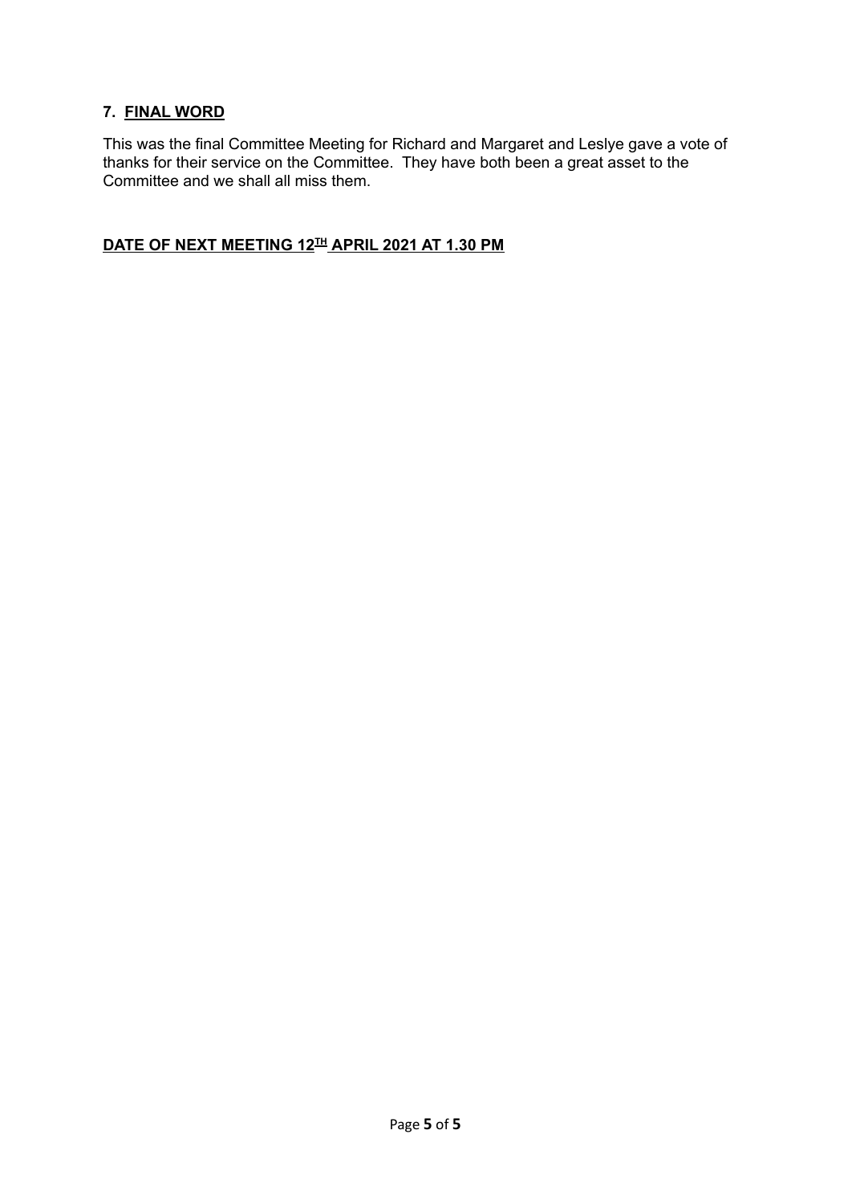## 7. FINAL WORD

This was the final Committee Meeting for Richard and Margaret and Leslye gave a vote of thanks for their service on the Committee. They have both been a great asset to the Committee and we shall all miss them.

**DATE OF NEXT MEETING 12TH APRIL 2021 AT 1.30 PM**